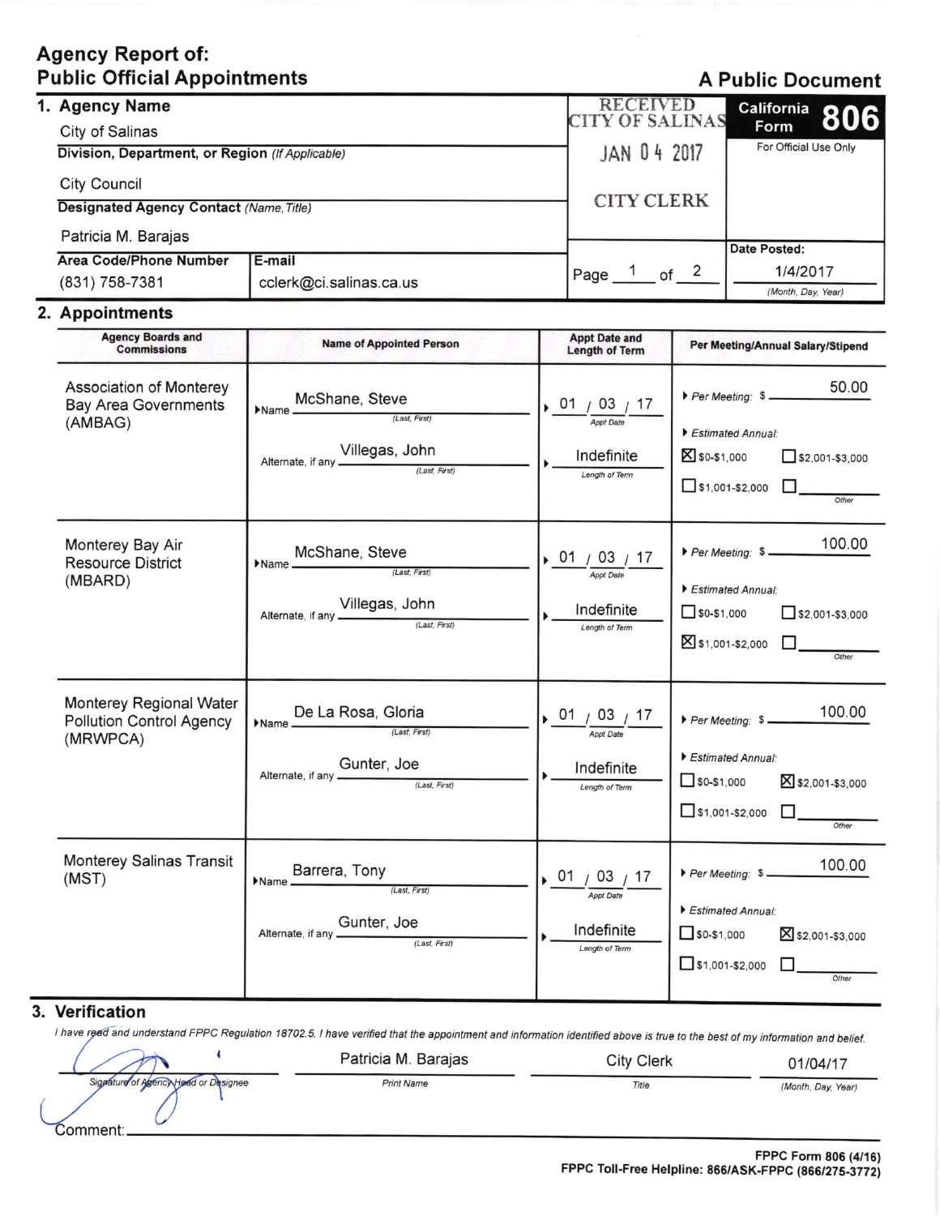# Agency Report of: Public Official Appointments

**A Public Document**

**California Form 806**

For Official Use Only

RECEIVED CITY OF SALINAS
JAN 04 2017
CITY CLERK

## 1. Agency Name

City of Salinas

**Division, Department, or Region** *(If Applicable)*

City Council

**Designated Agency Contact** *(Name, Title)*

Patricia M. Barajas

| Area Code/Phone Number | E-mail |
| --- | --- |
| (831) 758-7381 | cclerk@ci.salinas.ca.us |

Page 1 of 2

**Date Posted:** 1/4/2017 *(Month, Day, Year)*

## 2. Appointments

| Agency Boards and Commissions | Name of Appointed Person | Appt Date and Length of Term | Per Meeting/Annual Salary/Stipend |
| --- | --- | --- | --- |
| Association of Monterey Bay Area Governments (AMBAG) | Name: McShane, Steve (Last, First)<br>Alternate, if any: Villegas, John (Last, First) | Appt Date: 01 / 03 / 17<br>Length of Term: Indefinite | Per Meeting: $ 50.00<br>Estimated Annual:<br>☒ $0-$1,000 ☐ $2,001-$3,000<br>☐ $1,001-$2,000 ☐ Other |
| Monterey Bay Air Resource District (MBARD) | Name: McShane, Steve (Last, First)<br>Alternate, if any: Villegas, John (Last, First) | Appt Date: 01 / 03 / 17<br>Length of Term: Indefinite | Per Meeting: $ 100.00<br>Estimated Annual:<br>☐ $0-$1,000 ☐ $2,001-$3,000<br>☒ $1,001-$2,000 ☐ Other |
| Monterey Regional Water Pollution Control Agency (MRWPCA) | Name: De La Rosa, Gloria (Last, First)<br>Alternate, if any: Gunter, Joe (Last, First) | Appt Date: 01 / 03 / 17<br>Length of Term: Indefinite | Per Meeting: $ 100.00<br>Estimated Annual:<br>☐ $0-$1,000 ☒ $2,001-$3,000<br>☐ $1,001-$2,000 ☐ Other |
| Monterey Salinas Transit (MST) | Name: Barrera, Tony (Last, First)<br>Alternate, if any: Gunter, Joe (Last, First) | Appt Date: 01 / 03 / 17<br>Length of Term: Indefinite | Per Meeting: $ 100.00<br>Estimated Annual:<br>☐ $0-$1,000 ☒ $2,001-$3,000<br>☐ $1,001-$2,000 ☐ Other |

## 3. Verification

*I have read and understand FPPC Regulation 18702.5. I have verified that the appointment and information identified above is true to the best of my information and belief.*

| Signature of Agency Head or Designee | Print Name | Title | (Month, Day, Year) |
| --- | --- | --- | --- |
| *(signature)* | Patricia M. Barajas | City Clerk | 01/04/17 |

Comment: ______

**FPPC Form 806 (4/16)**
**FPPC Toll-Free Helpline: 866/ASK-FPPC (866/275-3772)**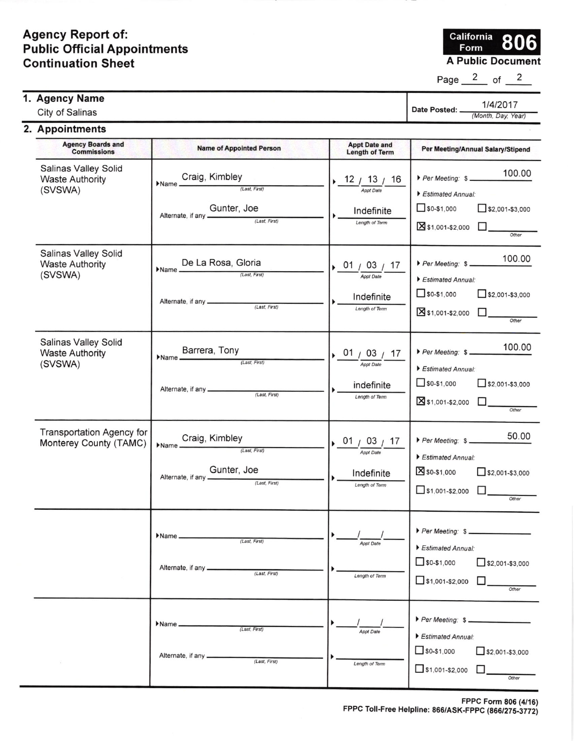# Agency Report of: Public Official Appointments Continuation Sheet

**California Form 806**
**A Public Document**

Page 2 of 2

## 1. Agency Name

City of Salinas

Date Posted: 1/4/2017 (Month, Day, Year)

## 2. Appointments

| Agency Boards and Commissions | Name of Appointed Person | Appt Date and Length of Term | Per Meeting/Annual Salary/Stipend |
|---|---|---|---|
| Salinas Valley Solid Waste Authority (SVSWA) | Name: Craig, Kimbley (Last, First)<br>Alternate, if any: Gunter, Joe (Last, First) | Appt Date: 12 / 13 / 16<br>Length of Term: Indefinite | Per Meeting: $ 100.00<br>Estimated Annual:<br>☐ $0-$1,000 ☐ $2,001-$3,000<br>☒ $1,001-$2,000 ☐ Other |
| Salinas Valley Solid Waste Authority (SVSWA) | Name: De La Rosa, Gloria (Last, First)<br>Alternate, if any: | Appt Date: 01 / 03 / 17<br>Length of Term: Indefinite | Per Meeting: $ 100.00<br>Estimated Annual:<br>☐ $0-$1,000 ☐ $2,001-$3,000<br>☒ $1,001-$2,000 ☐ Other |
| Salinas Valley Solid Waste Authority (SVSWA) | Name: Barrera, Tony (Last, First)<br>Alternate, if any: | Appt Date: 01 / 03 / 17<br>Length of Term: indefinite | Per Meeting: $ 100.00<br>Estimated Annual:<br>☐ $0-$1,000 ☐ $2,001-$3,000<br>☒ $1,001-$2,000 ☐ Other |
| Transportation Agency for Monterey County (TAMC) | Name: Craig, Kimbley (Last, First)<br>Alternate, if any: Gunter, Joe (Last, First) | Appt Date: 01 / 03 / 17<br>Length of Term: Indefinite | Per Meeting: $ 50.00<br>Estimated Annual:<br>☒ $0-$1,000 ☐ $2,001-$3,000<br>☐ $1,001-$2,000 ☐ Other |
| | Name: (Last, First)<br>Alternate, if any: (Last, First) | Appt Date: / /<br>Length of Term: | Per Meeting: $<br>Estimated Annual:<br>☐ $0-$1,000 ☐ $2,001-$3,000<br>☐ $1,001-$2,000 ☐ Other |
| | Name: (Last, First)<br>Alternate, if any: (Last, First) | Appt Date: / /<br>Length of Term: | Per Meeting: $<br>Estimated Annual:<br>☐ $0-$1,000 ☐ $2,001-$3,000<br>☐ $1,001-$2,000 ☐ Other |

FPPC Form 806 (4/16)
FPPC Toll-Free Helpline: 866/ASK-FPPC (866/275-3772)